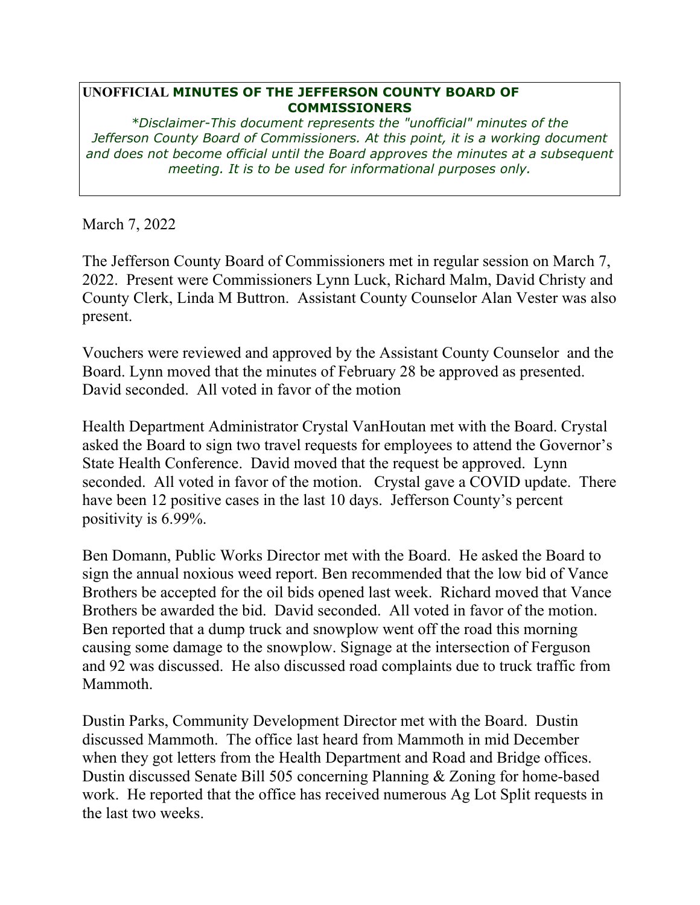**UNOFFICIAL MINUTES OF THE JEFFERSON COUNTY BOARD OF COMMISSIONERS**

*\*Disclaimer-This document represents the "unofficial" minutes of the Jefferson County Board of Commissioners. At this point, it is a working document and does not become official until the Board approves the minutes at a subsequent meeting. It is to be used for informational purposes only.*

March 7, 2022

The Jefferson County Board of Commissioners met in regular session on March 7, 2022. Present were Commissioners Lynn Luck, Richard Malm, David Christy and County Clerk, Linda M Buttron. Assistant County Counselor Alan Vester was also present.

Vouchers were reviewed and approved by the Assistant County Counselor and the Board. Lynn moved that the minutes of February 28 be approved as presented. David seconded. All voted in favor of the motion

Health Department Administrator Crystal VanHoutan met with the Board. Crystal asked the Board to sign two travel requests for employees to attend the Governor's State Health Conference. David moved that the request be approved. Lynn seconded. All voted in favor of the motion. Crystal gave a COVID update. There have been 12 positive cases in the last 10 days. Jefferson County's percent positivity is 6.99%.

Ben Domann, Public Works Director met with the Board. He asked the Board to sign the annual noxious weed report. Ben recommended that the low bid of Vance Brothers be accepted for the oil bids opened last week. Richard moved that Vance Brothers be awarded the bid. David seconded. All voted in favor of the motion. Ben reported that a dump truck and snowplow went off the road this morning causing some damage to the snowplow. Signage at the intersection of Ferguson and 92 was discussed. He also discussed road complaints due to truck traffic from Mammoth.

Dustin Parks, Community Development Director met with the Board. Dustin discussed Mammoth. The office last heard from Mammoth in mid December when they got letters from the Health Department and Road and Bridge offices. Dustin discussed Senate Bill 505 concerning Planning & Zoning for home-based work. He reported that the office has received numerous Ag Lot Split requests in the last two weeks.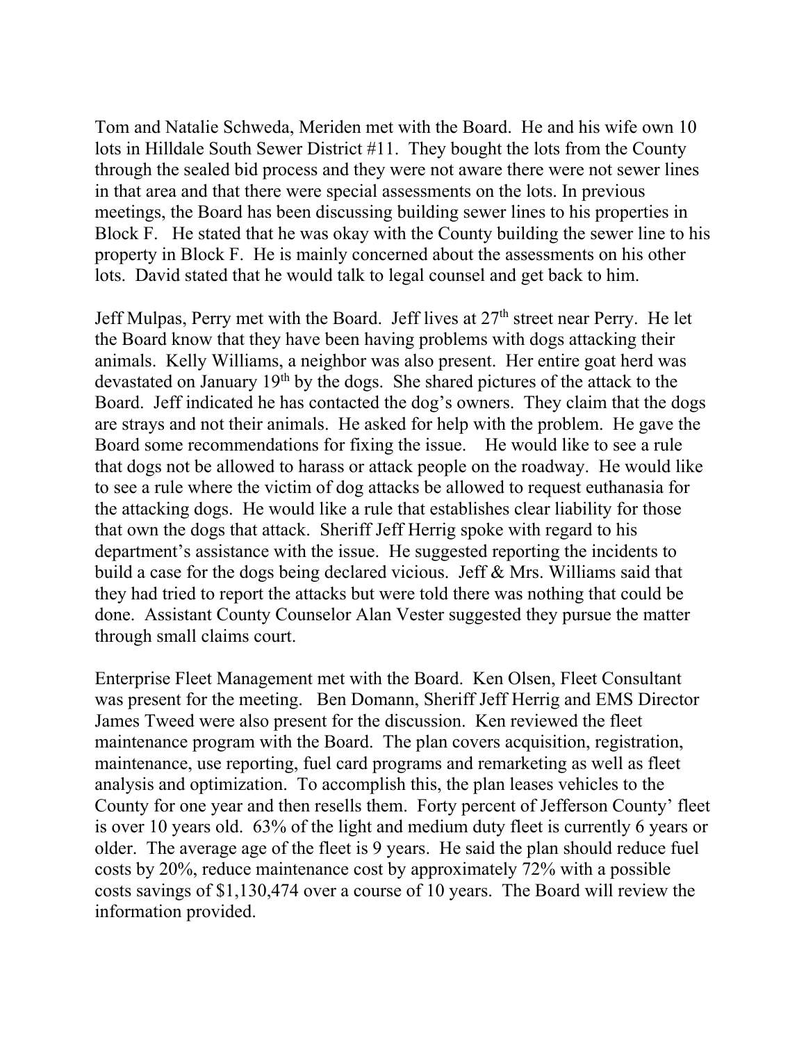Tom and Natalie Schweda, Meriden met with the Board. He and his wife own 10 lots in Hilldale South Sewer District #11. They bought the lots from the County through the sealed bid process and they were not aware there were not sewer lines in that area and that there were special assessments on the lots. In previous meetings, the Board has been discussing building sewer lines to his properties in Block F. He stated that he was okay with the County building the sewer line to his property in Block F. He is mainly concerned about the assessments on his other lots. David stated that he would talk to legal counsel and get back to him.

Jeff Mulpas, Perry met with the Board. Jeff lives at 27th street near Perry. He let the Board know that they have been having problems with dogs attacking their animals. Kelly Williams, a neighbor was also present. Her entire goat herd was devastated on January 19th by the dogs. She shared pictures of the attack to the Board. Jeff indicated he has contacted the dog's owners. They claim that the dogs are strays and not their animals. He asked for help with the problem. He gave the Board some recommendations for fixing the issue. He would like to see a rule that dogs not be allowed to harass or attack people on the roadway. He would like to see a rule where the victim of dog attacks be allowed to request euthanasia for the attacking dogs. He would like a rule that establishes clear liability for those that own the dogs that attack. Sheriff Jeff Herrig spoke with regard to his department's assistance with the issue. He suggested reporting the incidents to build a case for the dogs being declared vicious. Jeff & Mrs. Williams said that they had tried to report the attacks but were told there was nothing that could be done. Assistant County Counselor Alan Vester suggested they pursue the matter through small claims court.

Enterprise Fleet Management met with the Board. Ken Olsen, Fleet Consultant was present for the meeting. Ben Domann, Sheriff Jeff Herrig and EMS Director James Tweed were also present for the discussion. Ken reviewed the fleet maintenance program with the Board. The plan covers acquisition, registration, maintenance, use reporting, fuel card programs and remarketing as well as fleet analysis and optimization. To accomplish this, the plan leases vehicles to the County for one year and then resells them. Forty percent of Jefferson County' fleet is over 10 years old. 63% of the light and medium duty fleet is currently 6 years or older. The average age of the fleet is 9 years. He said the plan should reduce fuel costs by 20%, reduce maintenance cost by approximately 72% with a possible costs savings of $1,130,474 over a course of 10 years. The Board will review the information provided.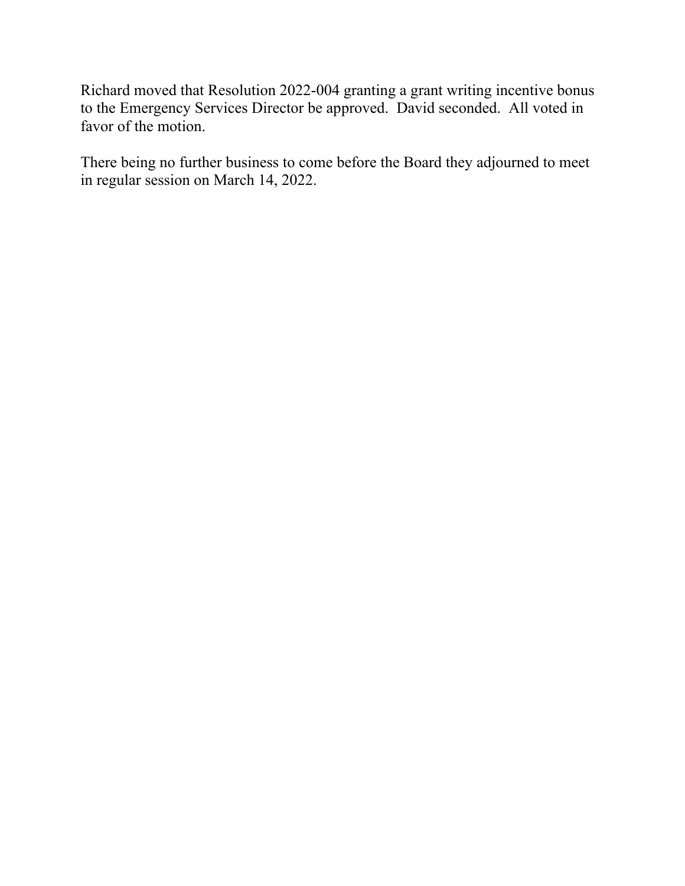Richard moved that Resolution 2022-004 granting a grant writing incentive bonus to the Emergency Services Director be approved.  David seconded.  All voted in favor of the motion.

There being no further business to come before the Board they adjourned to meet in regular session on March 14, 2022.